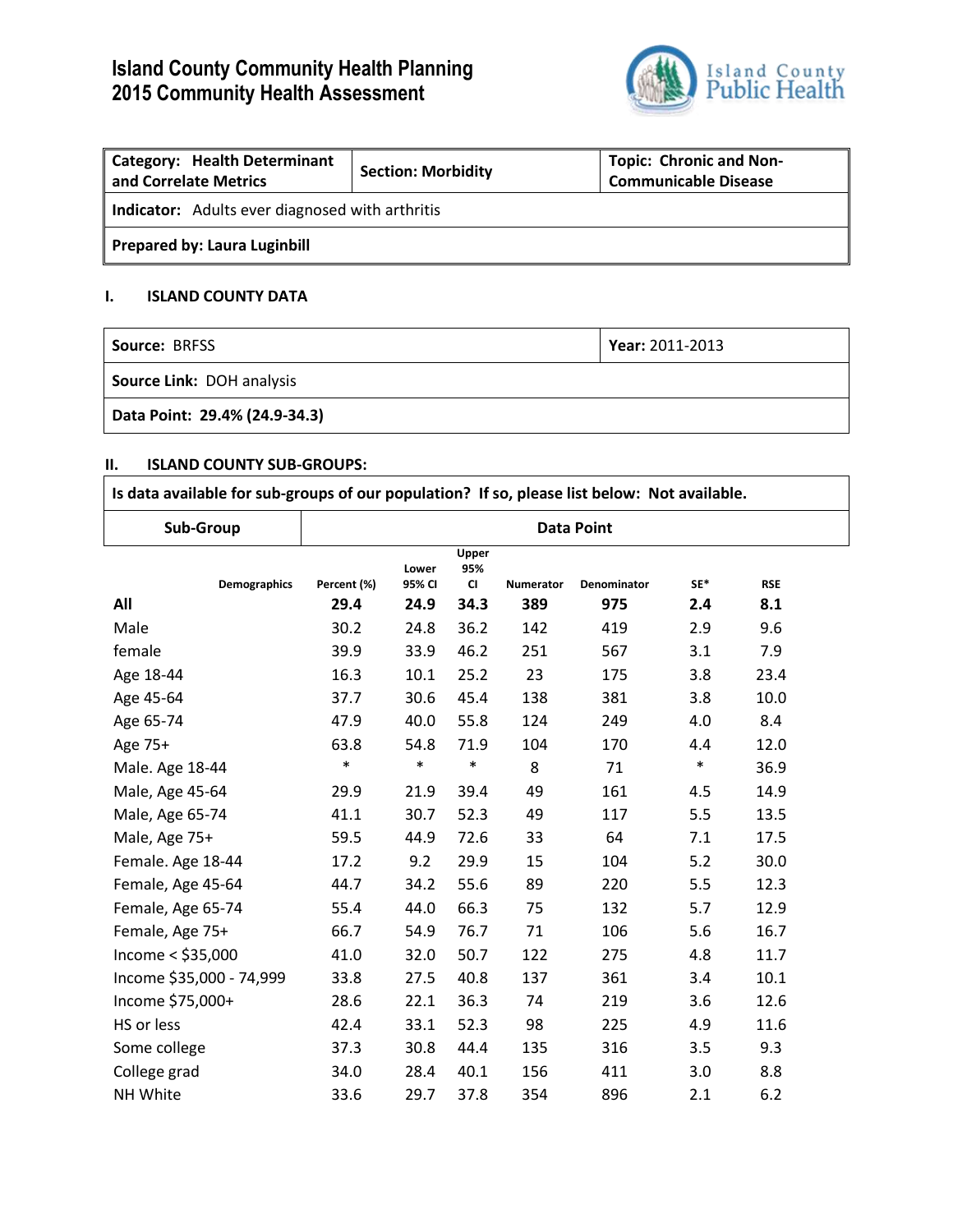# Island County Community Health Planning
# 2015 Community Health Assessment

Island County Public Health

| **Category: Health Determinant and Correlate Metrics** | **Section: Morbidity** | **Topic: Chronic and Non-Communicable Disease** |
|---|---|---|
| **Indicator:** Adults ever diagnosed with arthritis | | |
| **Prepared by: Laura Luginbill** | | |

## I. ISLAND COUNTY DATA

| **Source:** BRFSS | **Year:** 2011-2013 |
|---|---|
| **Source Link:** DOH analysis | |
| **Data Point: 29.4% (24.9-34.3)** | |

## II. ISLAND COUNTY SUB-GROUPS:

| **Is data available for sub-groups of our population? If so, please list below: Not available.** | |
|---|---|
| **Sub-Group** | **Data Point** |

| Demographics | Percent (%) | Lower 95% CI | Upper 95% CI | Numerator | Denominator | SE* | RSE |
|---|---|---|---|---|---|---|---|
| **All** | **29.4** | **24.9** | **34.3** | **389** | **975** | **2.4** | **8.1** |
| Male | 30.2 | 24.8 | 36.2 | 142 | 419 | 2.9 | 9.6 |
| female | 39.9 | 33.9 | 46.2 | 251 | 567 | 3.1 | 7.9 |
| Age 18-44 | 16.3 | 10.1 | 25.2 | 23 | 175 | 3.8 | 23.4 |
| Age 45-64 | 37.7 | 30.6 | 45.4 | 138 | 381 | 3.8 | 10.0 |
| Age 65-74 | 47.9 | 40.0 | 55.8 | 124 | 249 | 4.0 | 8.4 |
| Age 75+ | 63.8 | 54.8 | 71.9 | 104 | 170 | 4.4 | 12.0 |
| Male. Age 18-44 | * | * | * | 8 | 71 | * | 36.9 |
| Male, Age 45-64 | 29.9 | 21.9 | 39.4 | 49 | 161 | 4.5 | 14.9 |
| Male, Age 65-74 | 41.1 | 30.7 | 52.3 | 49 | 117 | 5.5 | 13.5 |
| Male, Age 75+ | 59.5 | 44.9 | 72.6 | 33 | 64 | 7.1 | 17.5 |
| Female. Age 18-44 | 17.2 | 9.2 | 29.9 | 15 | 104 | 5.2 | 30.0 |
| Female, Age 45-64 | 44.7 | 34.2 | 55.6 | 89 | 220 | 5.5 | 12.3 |
| Female, Age 65-74 | 55.4 | 44.0 | 66.3 | 75 | 132 | 5.7 | 12.9 |
| Female, Age 75+ | 66.7 | 54.9 | 76.7 | 71 | 106 | 5.6 | 16.7 |
| Income < $35,000 | 41.0 | 32.0 | 50.7 | 122 | 275 | 4.8 | 11.7 |
| Income $35,000 - 74,999 | 33.8 | 27.5 | 40.8 | 137 | 361 | 3.4 | 10.1 |
| Income $75,000+ | 28.6 | 22.1 | 36.3 | 74 | 219 | 3.6 | 12.6 |
| HS or less | 42.4 | 33.1 | 52.3 | 98 | 225 | 4.9 | 11.6 |
| Some college | 37.3 | 30.8 | 44.4 | 135 | 316 | 3.5 | 9.3 |
| College grad | 34.0 | 28.4 | 40.1 | 156 | 411 | 3.0 | 8.8 |
| NH White | 33.6 | 29.7 | 37.8 | 354 | 896 | 2.1 | 6.2 |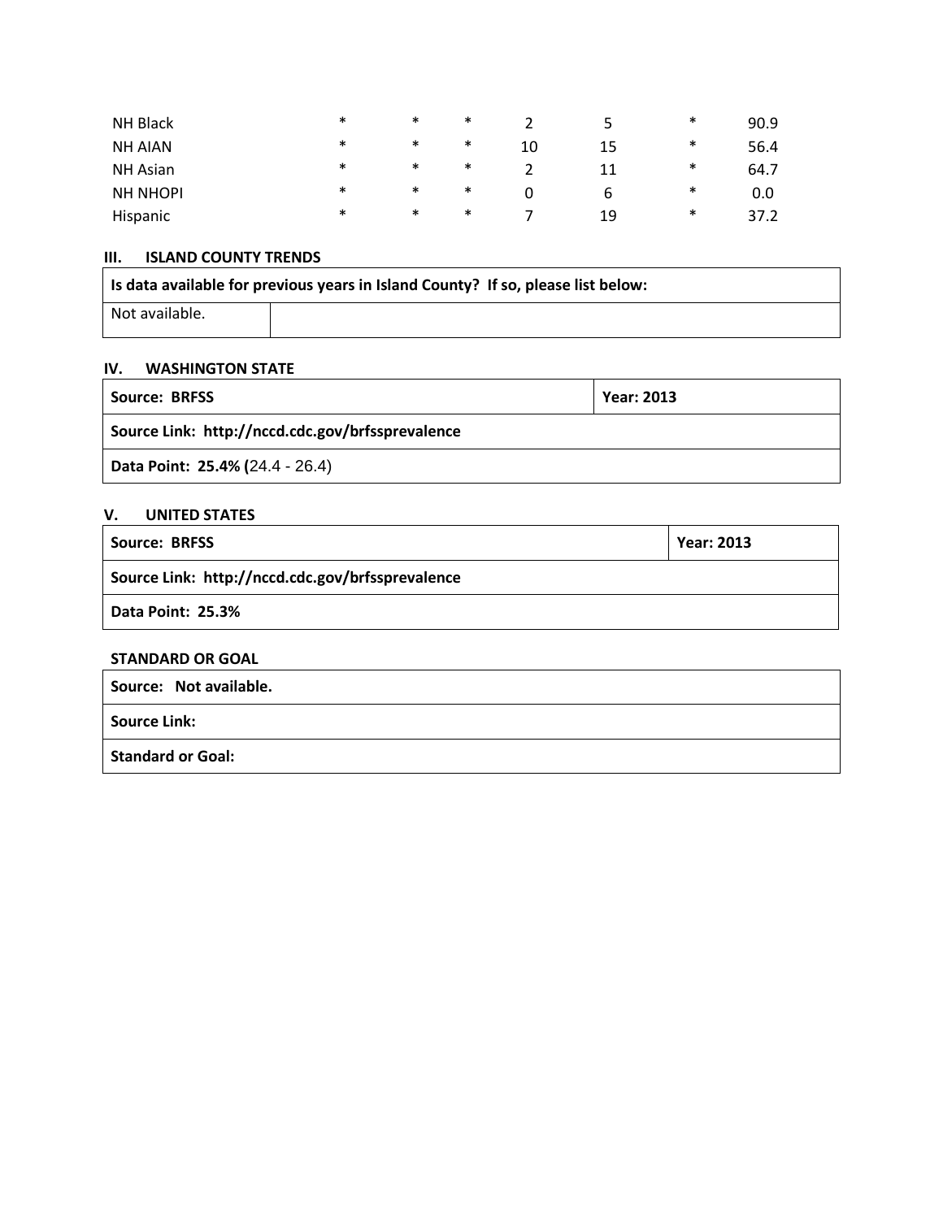| | | | | | | | |
|---|---|---|---|---|---|---|---|
| NH Black | * | * | * | 2 | 5 | * | 90.9 |
| NH AIAN | * | * | * | 10 | 15 | * | 56.4 |
| NH Asian | * | * | * | 2 | 11 | * | 64.7 |
| NH NHOPI | * | * | * | 0 | 6 | * | 0.0 |
| Hispanic | * | * | * | 7 | 19 | * | 37.2 |

### III. ISLAND COUNTY TRENDS

| **Is data available for previous years in Island County? If so, please list below:** | |
|---|---|
| Not available. | |

### IV. WASHINGTON STATE

| **Source: BRFSS** | **Year: 2013** |
|---|---|
| **Source Link: http://nccd.cdc.gov/brfssprevalence** | |
| **Data Point: 25.4% (**24.4 - 26.4) | |

### V. UNITED STATES

| **Source: BRFSS** | **Year: 2013** |
|---|---|
| **Source Link: http://nccd.cdc.gov/brfssprevalence** | |
| **Data Point: 25.3%** | |

### STANDARD OR GOAL

| **Source: Not available.** |
|---|
| **Source Link:** |
| **Standard or Goal:** |